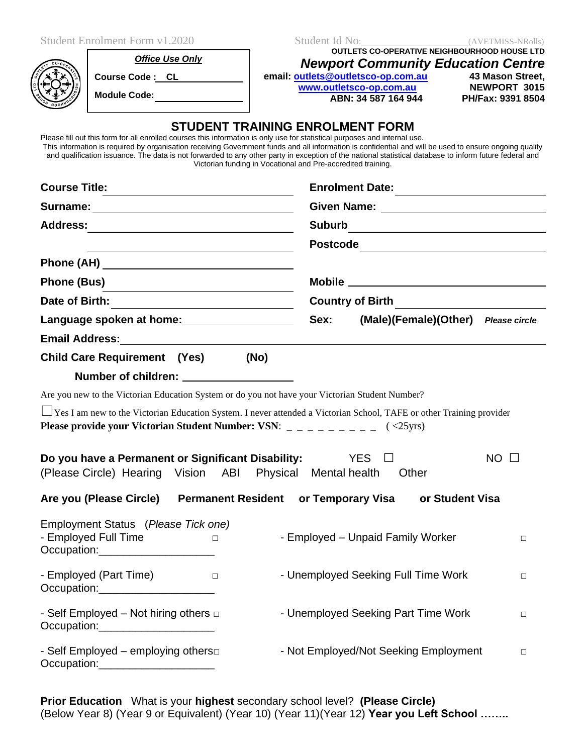Student Enrolment Form v1.2020

Student Id No:\_\_\_\_\_\_\_\_\_\_\_\_\_\_\_\_\_\_\_\_(AVETMISS-NRolls)

**Office Use Only**

**Course Code :** CL

**Module Code:**

**OUTLETS CO-OPERATIVE NEIGHBOURHOOD HOUSE LTD**

***Newport Community Education Centre***

**email: outlets@outletsco-op.com.au**
**www.outletsco-op.com.au**
**ABN: 34 587 164 944**

**43 Mason Street,**
**NEWPORT 3015**
**PH/Fax: 9391 8504**

# STUDENT TRAINING ENROLMENT FORM

Please fill out this form for all enrolled courses this information is only use for statistical purposes and internal use.
This information is required by organisation receiving Government funds and all information is confidential and will be used to ensure ongoing quality and qualification issuance. The data is not forwarded to any other party in exception of the national statistical database to inform future federal and Victorian funding in Vocational and Pre-accredited training.

**Course Title:** \_\_\_\_\_\_\_\_\_\_\_\_\_\_\_\_\_\_\_\_

**Enrolment Date:** \_\_\_\_\_\_\_\_\_\_\_\_\_\_\_\_\_\_\_\_

**Surname:** \_\_\_\_\_\_\_\_\_\_\_\_\_\_\_\_\_\_\_\_

**Given Name:** \_\_\_\_\_\_\_\_\_\_\_\_\_\_\_\_\_\_\_\_

**Address:** \_\_\_\_\_\_\_\_\_\_\_\_\_\_\_\_\_\_\_\_

**Suburb** \_\_\_\_\_\_\_\_\_\_\_\_\_\_\_\_\_\_\_\_

**Postcode** \_\_\_\_\_\_\_\_\_\_\_\_\_\_\_\_\_\_\_\_

**Phone (AH)** \_\_\_\_\_\_\_\_\_\_\_\_\_\_\_\_\_\_\_\_

**Phone (Bus)** \_\_\_\_\_\_\_\_\_\_\_\_\_\_\_\_\_\_\_\_

**Mobile** \_\_\_\_\_\_\_\_\_\_\_\_\_\_\_\_\_\_\_\_

**Date of Birth:** \_\_\_\_\_\_\_\_\_\_\_\_\_\_\_\_\_\_\_\_

**Country of Birth** \_\_\_\_\_\_\_\_\_\_\_\_\_\_\_\_\_\_\_\_

**Language spoken at home:** \_\_\_\_\_\_\_\_\_\_\_\_\_\_\_\_\_\_\_\_

**Sex: (Male)(Female)(Other)** ***Please circle***

**Email Address:** \_\_\_\_\_\_\_\_\_\_\_\_\_\_\_\_\_\_\_\_

**Child Care Requirement (Yes) (No)**

**Number of children:** \_\_\_\_\_\_\_\_\_\_\_\_\_\_\_\_\_\_\_\_

Are you new to the Victorian Education System or do you not have your Victorian Student Number?

☐ Yes I am new to the Victorian Education System. I never attended a Victorian School, TAFE or other Training provider

**Please provide your Victorian Student Number: VSN**: _ _ _ _ _ _ _ _ _ _ ( <25yrs)

**Do you have a Permanent or Significant Disability:** YES ☐ NO ☐

(Please Circle) Hearing Vision ABI Physical Mental health Other

**Are you (Please Circle) Permanent Resident or Temporary Visa or Student Visa**

Employment Status (*Please Tick one*)

- Employed Full Time □
  Occupation:\_\_\_\_\_\_\_\_\_\_\_\_\_\_\_\_\_\_\_\_
- Employed (Part Time) □
  Occupation:\_\_\_\_\_\_\_\_\_\_\_\_\_\_\_\_\_\_\_\_
- Self Employed – Not hiring others □
  Occupation:\_\_\_\_\_\_\_\_\_\_\_\_\_\_\_\_\_\_\_\_
- Self Employed – employing others □
  Occupation:\_\_\_\_\_\_\_\_\_\_\_\_\_\_\_\_\_\_\_\_
- Employed – Unpaid Family Worker □
- Unemployed Seeking Full Time Work □
- Unemployed Seeking Part Time Work □
- Not Employed/Not Seeking Employment □

**Prior Education** What is your **highest** secondary school level? **(Please Circle)**
(Below Year 8) (Year 9 or Equivalent) (Year 10) (Year 11)(Year 12) **Year you Left School ……..**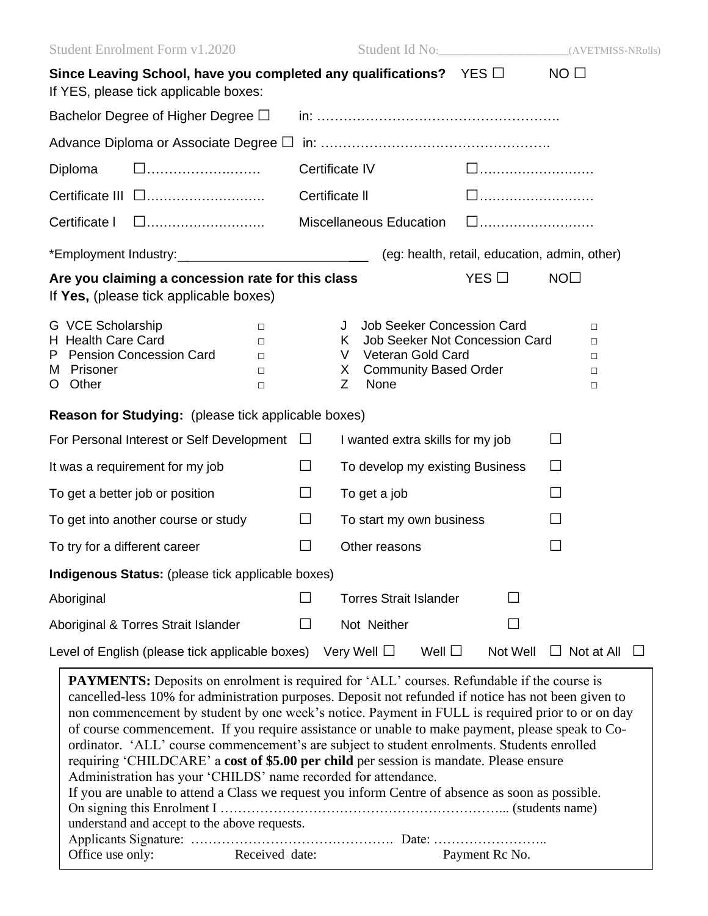Student Enrolment Form v1.2020 Student Id No:____________________(AVETMISS-NRolls)

**Since Leaving School, have you completed any qualifications?** YES ☐ NO ☐
If YES, please tick applicable boxes:

Bachelor Degree of Higher Degree ☐ in: ……………………………………………….

Advance Diploma or Associate Degree ☐ in: …………………………………………..

| | | | |
|---|---|---|---|
| Diploma | ☐……………….……. | Certificate IV | ☐……………………… |
| Certificate III | ☐………………………. | Certificate ll | ☐……………………… |
| Certificate l | ☐………………………. | Miscellaneous Education | ☐……………………… |

*Employment Industry:___________________________ (eg: health, retail, education, admin, other)

**Are you claiming a concession rate for this class** YES ☐ NO☐
If **Yes,** (please tick applicable boxes)

| | | | |
|---|---|---|---|
| G VCE Scholarship | □ | J Job Seeker Concession Card | □ |
| H Health Care Card | □ | K Job Seeker Not Concession Card | □ |
| P Pension Concession Card | □ | V Veteran Gold Card | □ |
| M Prisoner | □ | X Community Based Order | □ |
| O Other | □ | Z None | □ |

**Reason for Studying:** (please tick applicable boxes)

| | | | |
|---|---|---|---|
| For Personal Interest or Self Development | ☐ | I wanted extra skills for my job | ☐ |
| It was a requirement for my job | ☐ | To develop my existing Business | ☐ |
| To get a better job or position | ☐ | To get a job | ☐ |
| To get into another course or study | ☐ | To start my own business | ☐ |
| To try for a different career | ☐ | Other reasons | ☐ |

**Indigenous Status:** (please tick applicable boxes)

| | | | |
|---|---|---|---|
| Aboriginal | ☐ | Torres Strait Islander | ☐ |
| Aboriginal & Torres Strait Islander | ☐ | Not Neither | ☐ |

Level of English (please tick applicable boxes) Very Well ☐ Well ☐ Not Well ☐ Not at All ☐

**PAYMENTS:** Deposits on enrolment is required for 'ALL' courses. Refundable if the course is cancelled-less 10% for administration purposes. Deposit not refunded if notice has not been given to non commencement by student by one week's notice. Payment in FULL is required prior to or on day of course commencement. If you require assistance or unable to make payment, please speak to Co-ordinator. 'ALL' course commencement's are subject to student enrolments. Students enrolled requiring 'CHILDCARE' a **cost of $5.00 per child** per session is mandate. Please ensure Administration has your 'CHILDS' name recorded for attendance.
If you are unable to attend a Class we request you inform Centre of absence as soon as possible.
On signing this Enrolment I ………………………………………………………... (students name) understand and accept to the above requests.
Applicants Signature: ………………………………………. Date: ……………………..
Office use only: Received date: Payment Rc No.